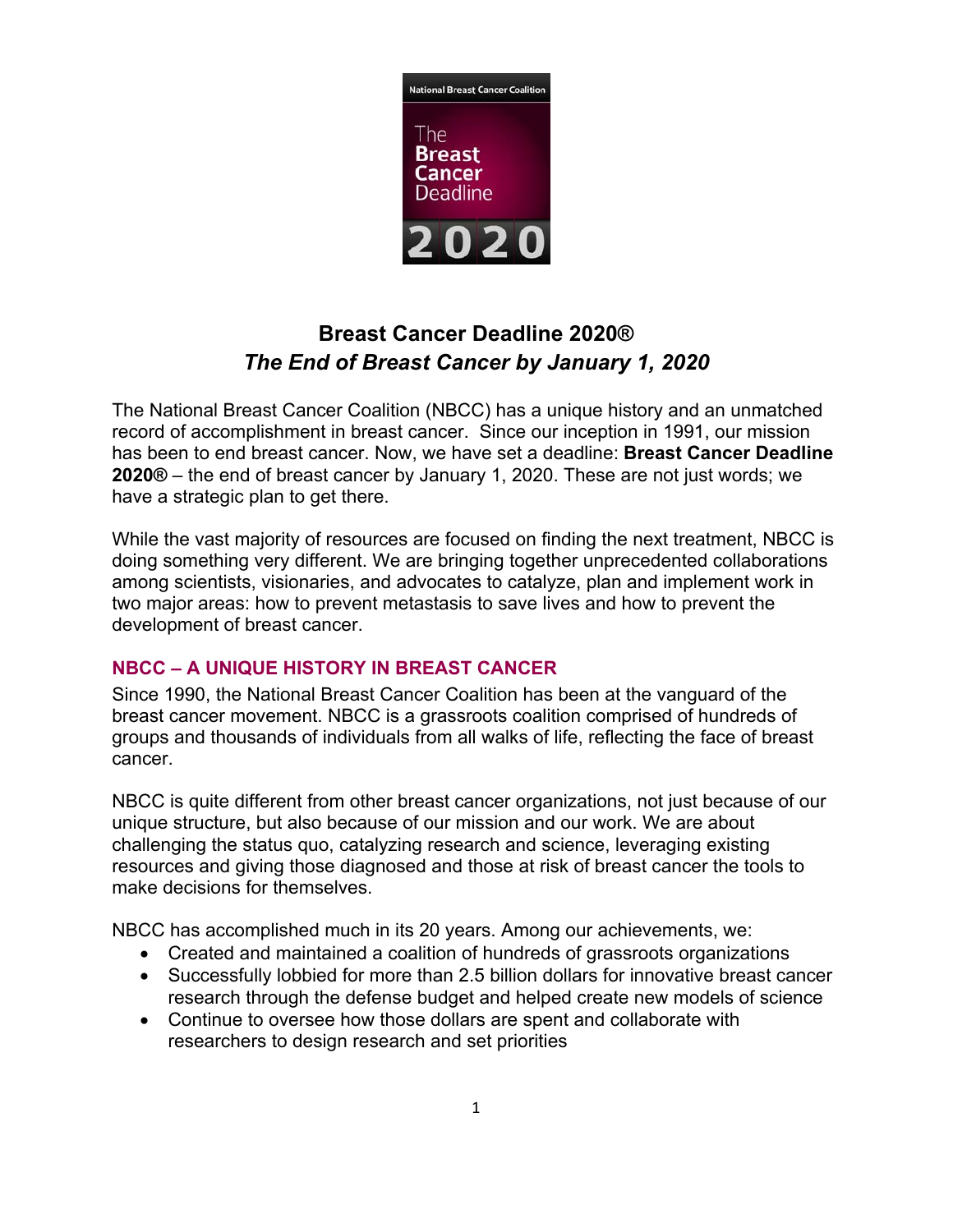# Breast Cancer Deadline 2020®

## *The End of Breast Cancer by January 1, 2020*

The National Breast Cancer Coalition (NBCC) has a unique history and an unmatched record of accomplishment in breast cancer. Since our inception in 1991, our mission has been to end breast cancer. Now, we have set a deadline: **Breast Cancer Deadline 2020®** – the end of breast cancer by January 1, 2020. These are not just words; we have a strategic plan to get there.

While the vast majority of resources are focused on finding the next treatment, NBCC is doing something very different. We are bringing together unprecedented collaborations among scientists, visionaries, and advocates to catalyze, plan and implement work in two major areas: how to prevent metastasis to save lives and how to prevent the development of breast cancer.

### NBCC – A UNIQUE HISTORY IN BREAST CANCER

Since 1990, the National Breast Cancer Coalition has been at the vanguard of the breast cancer movement. NBCC is a grassroots coalition comprised of hundreds of groups and thousands of individuals from all walks of life, reflecting the face of breast cancer.

NBCC is quite different from other breast cancer organizations, not just because of our unique structure, but also because of our mission and our work. We are about challenging the status quo, catalyzing research and science, leveraging existing resources and giving those diagnosed and those at risk of breast cancer the tools to make decisions for themselves.

NBCC has accomplished much in its 20 years. Among our achievements, we:

- Created and maintained a coalition of hundreds of grassroots organizations
- Successfully lobbied for more than 2.5 billion dollars for innovative breast cancer research through the defense budget and helped create new models of science
- Continue to oversee how those dollars are spent and collaborate with researchers to design research and set priorities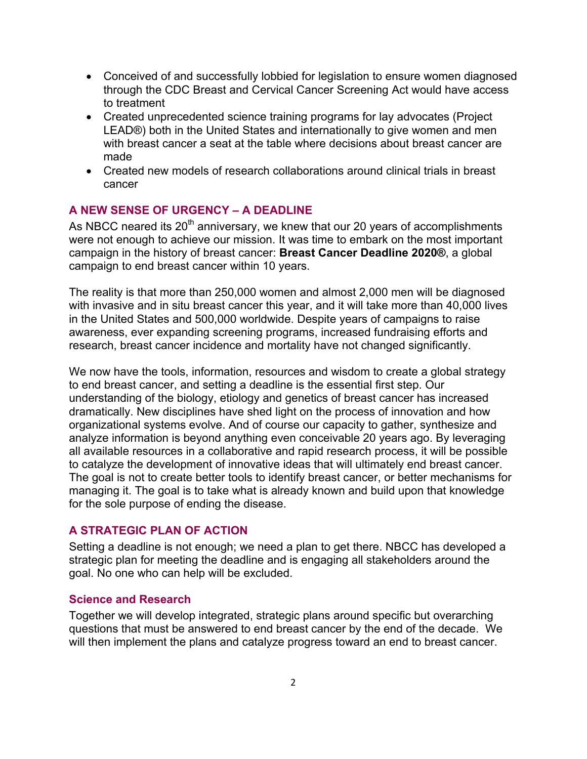- Conceived of and successfully lobbied for legislation to ensure women diagnosed through the CDC Breast and Cervical Cancer Screening Act would have access to treatment
- Created unprecedented science training programs for lay advocates (Project LEAD®) both in the United States and internationally to give women and men with breast cancer a seat at the table where decisions about breast cancer are made
- Created new models of research collaborations around clinical trials in breast cancer

## A NEW SENSE OF URGENCY – A DEADLINE

As NBCC neared its 20th anniversary, we knew that our 20 years of accomplishments were not enough to achieve our mission. It was time to embark on the most important campaign in the history of breast cancer: **Breast Cancer Deadline 2020®**, a global campaign to end breast cancer within 10 years.

The reality is that more than 250,000 women and almost 2,000 men will be diagnosed with invasive and in situ breast cancer this year, and it will take more than 40,000 lives in the United States and 500,000 worldwide. Despite years of campaigns to raise awareness, ever expanding screening programs, increased fundraising efforts and research, breast cancer incidence and mortality have not changed significantly.

We now have the tools, information, resources and wisdom to create a global strategy to end breast cancer, and setting a deadline is the essential first step. Our understanding of the biology, etiology and genetics of breast cancer has increased dramatically. New disciplines have shed light on the process of innovation and how organizational systems evolve. And of course our capacity to gather, synthesize and analyze information is beyond anything even conceivable 20 years ago. By leveraging all available resources in a collaborative and rapid research process, it will be possible to catalyze the development of innovative ideas that will ultimately end breast cancer. The goal is not to create better tools to identify breast cancer, or better mechanisms for managing it. The goal is to take what is already known and build upon that knowledge for the sole purpose of ending the disease.

## A STRATEGIC PLAN OF ACTION

Setting a deadline is not enough; we need a plan to get there. NBCC has developed a strategic plan for meeting the deadline and is engaging all stakeholders around the goal. No one who can help will be excluded.

### Science and Research

Together we will develop integrated, strategic plans around specific but overarching questions that must be answered to end breast cancer by the end of the decade. We will then implement the plans and catalyze progress toward an end to breast cancer.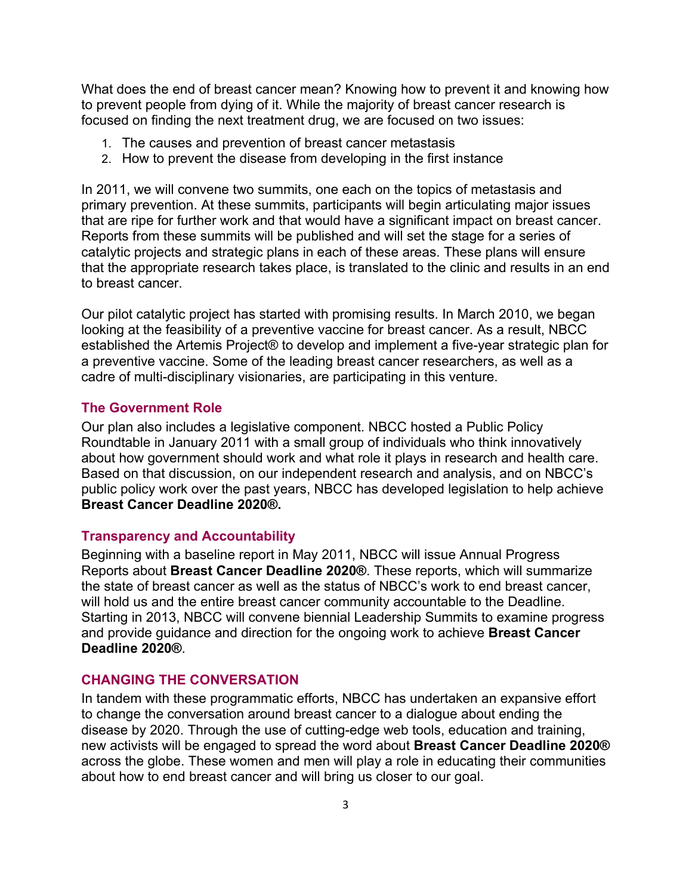What does the end of breast cancer mean? Knowing how to prevent it and knowing how to prevent people from dying of it. While the majority of breast cancer research is focused on finding the next treatment drug, we are focused on two issues:

1. The causes and prevention of breast cancer metastasis
2. How to prevent the disease from developing in the first instance

In 2011, we will convene two summits, one each on the topics of metastasis and primary prevention. At these summits, participants will begin articulating major issues that are ripe for further work and that would have a significant impact on breast cancer. Reports from these summits will be published and will set the stage for a series of catalytic projects and strategic plans in each of these areas. These plans will ensure that the appropriate research takes place, is translated to the clinic and results in an end to breast cancer.

Our pilot catalytic project has started with promising results. In March 2010, we began looking at the feasibility of a preventive vaccine for breast cancer. As a result, NBCC established the Artemis Project® to develop and implement a five-year strategic plan for a preventive vaccine. Some of the leading breast cancer researchers, as well as a cadre of multi-disciplinary visionaries, are participating in this venture.

### The Government Role

Our plan also includes a legislative component. NBCC hosted a Public Policy Roundtable in January 2011 with a small group of individuals who think innovatively about how government should work and what role it plays in research and health care. Based on that discussion, on our independent research and analysis, and on NBCC's public policy work over the past years, NBCC has developed legislation to help achieve **Breast Cancer Deadline 2020®.**

### Transparency and Accountability

Beginning with a baseline report in May 2011, NBCC will issue Annual Progress Reports about **Breast Cancer Deadline 2020®**. These reports, which will summarize the state of breast cancer as well as the status of NBCC's work to end breast cancer, will hold us and the entire breast cancer community accountable to the Deadline. Starting in 2013, NBCC will convene biennial Leadership Summits to examine progress and provide guidance and direction for the ongoing work to achieve **Breast Cancer Deadline 2020®**.

### CHANGING THE CONVERSATION

In tandem with these programmatic efforts, NBCC has undertaken an expansive effort to change the conversation around breast cancer to a dialogue about ending the disease by 2020. Through the use of cutting-edge web tools, education and training, new activists will be engaged to spread the word about **Breast Cancer Deadline 2020®** across the globe. These women and men will play a role in educating their communities about how to end breast cancer and will bring us closer to our goal.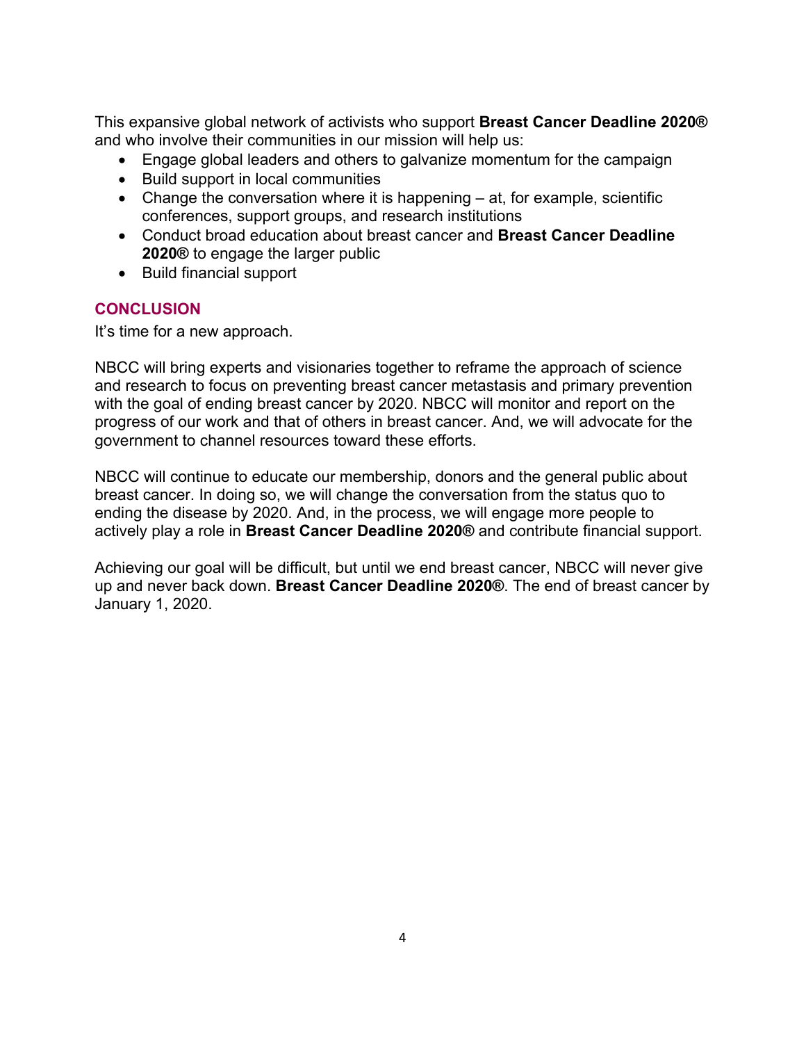This expansive global network of activists who support **Breast Cancer Deadline 2020®** and who involve their communities in our mission will help us:

- Engage global leaders and others to galvanize momentum for the campaign
- Build support in local communities
- Change the conversation where it is happening – at, for example, scientific conferences, support groups, and research institutions
- Conduct broad education about breast cancer and **Breast Cancer Deadline 2020®** to engage the larger public
- Build financial support

## CONCLUSION

It's time for a new approach.

NBCC will bring experts and visionaries together to reframe the approach of science and research to focus on preventing breast cancer metastasis and primary prevention with the goal of ending breast cancer by 2020. NBCC will monitor and report on the progress of our work and that of others in breast cancer. And, we will advocate for the government to channel resources toward these efforts.

NBCC will continue to educate our membership, donors and the general public about breast cancer. In doing so, we will change the conversation from the status quo to ending the disease by 2020. And, in the process, we will engage more people to actively play a role in **Breast Cancer Deadline 2020®** and contribute financial support.

Achieving our goal will be difficult, but until we end breast cancer, NBCC will never give up and never back down. **Breast Cancer Deadline 2020®**. The end of breast cancer by January 1, 2020.